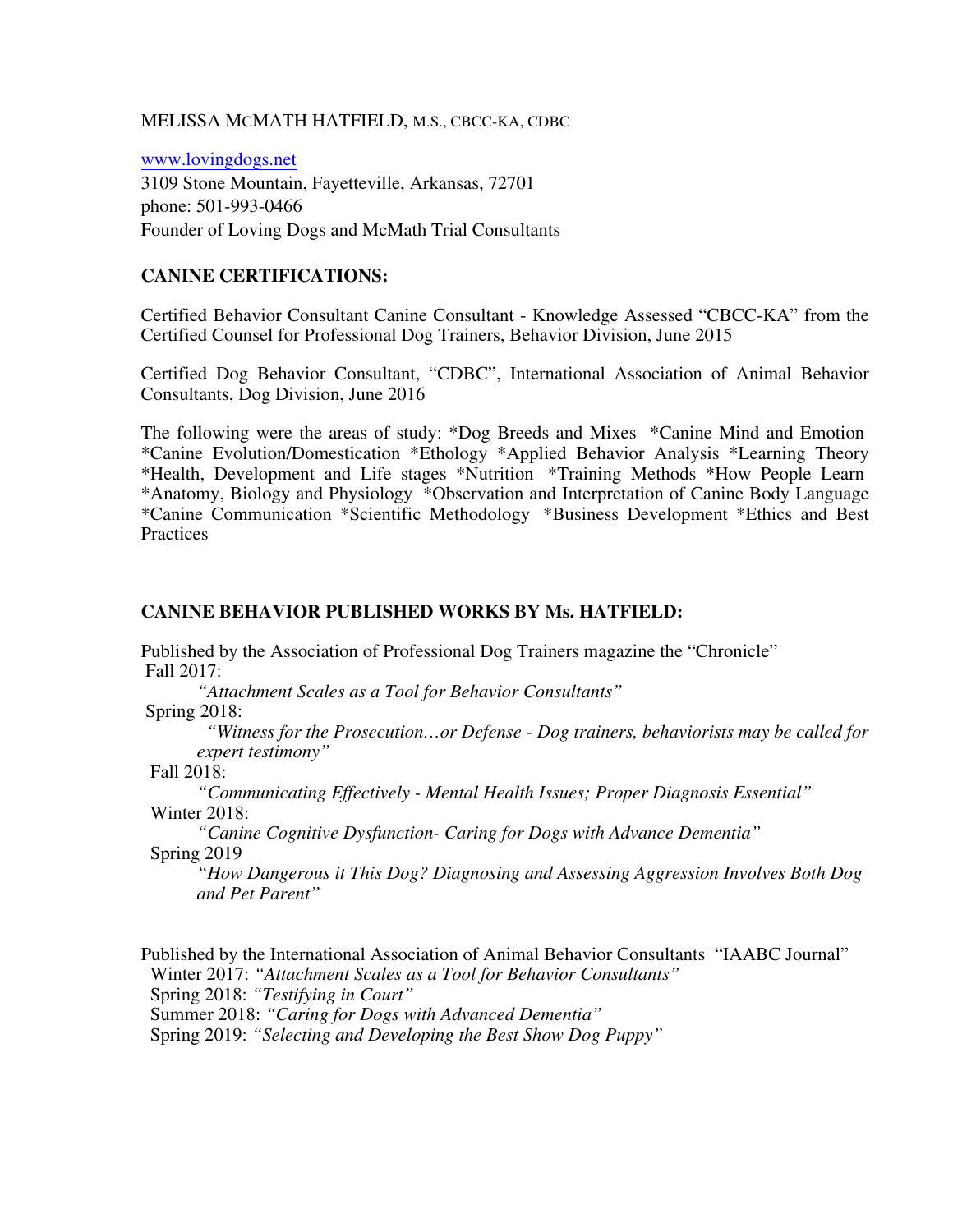MELISSA MCMATH HATFIELD, M.S., CBCC-KA, CDBC

www.lovingdogs.net
3109 Stone Mountain, Fayetteville, Arkansas, 72701
phone: 501-993-0466
Founder of Loving Dogs and McMath Trial Consultants

## CANINE CERTIFICATIONS:

Certified Behavior Consultant Canine Consultant - Knowledge Assessed "CBCC-KA" from the Certified Counsel for Professional Dog Trainers, Behavior Division, June 2015

Certified Dog Behavior Consultant, "CDBC", International Association of Animal Behavior Consultants, Dog Division, June 2016

The following were the areas of study: *Dog Breeds and Mixes *Canine Mind and Emotion *Canine Evolution/Domestication *Ethology *Applied Behavior Analysis *Learning Theory *Health, Development and Life stages *Nutrition *Training Methods *How People Learn *Anatomy, Biology and Physiology *Observation and Interpretation of Canine Body Language *Canine Communication *Scientific Methodology *Business Development *Ethics and Best Practices

## CANINE BEHAVIOR PUBLISHED WORKS BY Ms. HATFIELD:

Published by the Association of Professional Dog Trainers magazine the "Chronicle"

Fall 2017:
*"Attachment Scales as a Tool for Behavior Consultants"*

Spring 2018:
*"Witness for the Prosecution…or Defense - Dog trainers, behaviorists may be called for expert testimony"*

Fall 2018:
*"Communicating Effectively - Mental Health Issues; Proper Diagnosis Essential"*

Winter 2018:
*"Canine Cognitive Dysfunction- Caring for Dogs with Advance Dementia"*

Spring 2019
*"How Dangerous it This Dog? Diagnosing and Assessing Aggression Involves Both Dog and Pet Parent"*

Published by the International Association of Animal Behavior Consultants "IAABC Journal"

Winter 2017: *"Attachment Scales as a Tool for Behavior Consultants"*
Spring 2018: *"Testifying in Court"*
Summer 2018: *"Caring for Dogs with Advanced Dementia"*
Spring 2019: *"Selecting and Developing the Best Show Dog Puppy"*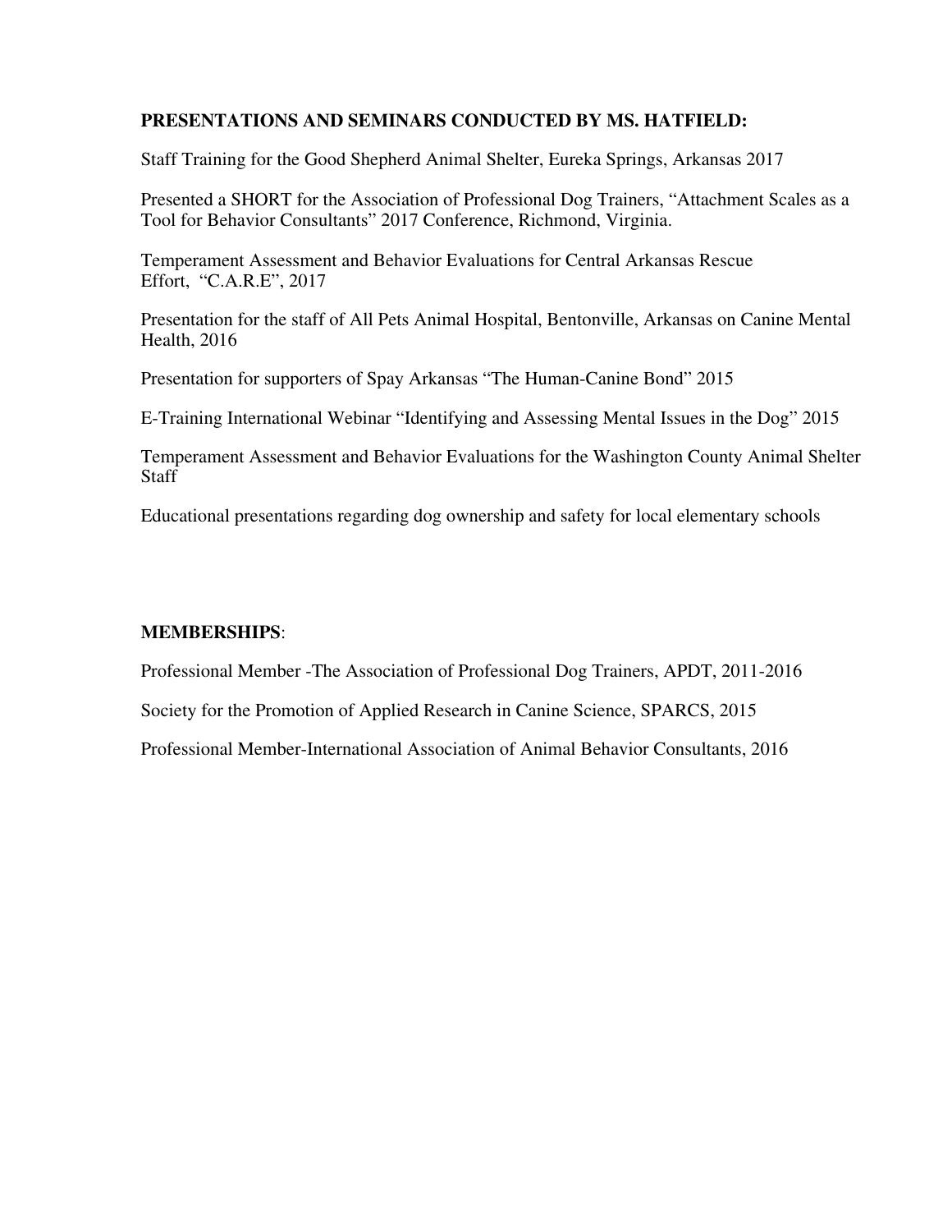**PRESENTATIONS AND SEMINARS CONDUCTED BY MS. HATFIELD:**

Staff Training for the Good Shepherd Animal Shelter, Eureka Springs, Arkansas 2017

Presented a SHORT for the Association of Professional Dog Trainers, "Attachment Scales as a Tool for Behavior Consultants" 2017 Conference, Richmond, Virginia.

Temperament Assessment and Behavior Evaluations for Central Arkansas Rescue Effort, "C.A.R.E", 2017

Presentation for the staff of All Pets Animal Hospital, Bentonville, Arkansas on Canine Mental Health, 2016

Presentation for supporters of Spay Arkansas "The Human-Canine Bond" 2015

E-Training International Webinar "Identifying and Assessing Mental Issues in the Dog" 2015

Temperament Assessment and Behavior Evaluations for the Washington County Animal Shelter Staff

Educational presentations regarding dog ownership and safety for local elementary schools

**MEMBERSHIPS**:

Professional Member -The Association of Professional Dog Trainers, APDT, 2011-2016

Society for the Promotion of Applied Research in Canine Science, SPARCS, 2015

Professional Member-International Association of Animal Behavior Consultants, 2016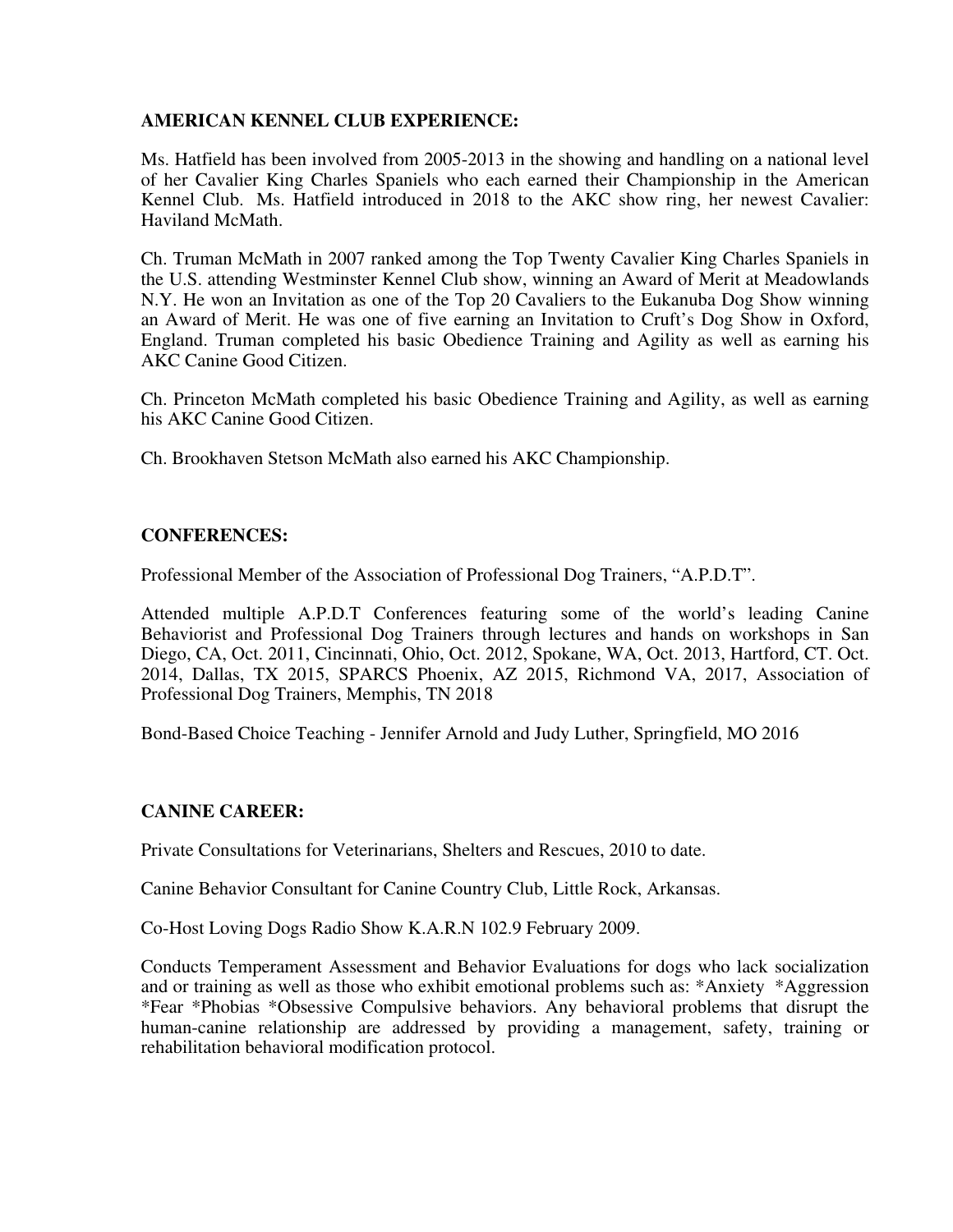**AMERICAN KENNEL CLUB EXPERIENCE:**

Ms. Hatfield has been involved from 2005-2013 in the showing and handling on a national level of her Cavalier King Charles Spaniels who each earned their Championship in the American Kennel Club. Ms. Hatfield introduced in 2018 to the AKC show ring, her newest Cavalier: Haviland McMath.

Ch. Truman McMath in 2007 ranked among the Top Twenty Cavalier King Charles Spaniels in the U.S. attending Westminster Kennel Club show, winning an Award of Merit at Meadowlands N.Y. He won an Invitation as one of the Top 20 Cavaliers to the Eukanuba Dog Show winning an Award of Merit. He was one of five earning an Invitation to Cruft's Dog Show in Oxford, England. Truman completed his basic Obedience Training and Agility as well as earning his AKC Canine Good Citizen.

Ch. Princeton McMath completed his basic Obedience Training and Agility, as well as earning his AKC Canine Good Citizen.

Ch. Brookhaven Stetson McMath also earned his AKC Championship.

**CONFERENCES:**

Professional Member of the Association of Professional Dog Trainers, "A.P.D.T".

Attended multiple A.P.D.T Conferences featuring some of the world's leading Canine Behaviorist and Professional Dog Trainers through lectures and hands on workshops in San Diego, CA, Oct. 2011, Cincinnati, Ohio, Oct. 2012, Spokane, WA, Oct. 2013, Hartford, CT. Oct. 2014, Dallas, TX 2015, SPARCS Phoenix, AZ 2015, Richmond VA, 2017, Association of Professional Dog Trainers, Memphis, TN 2018

Bond-Based Choice Teaching - Jennifer Arnold and Judy Luther, Springfield, MO 2016

**CANINE CAREER:**

Private Consultations for Veterinarians, Shelters and Rescues, 2010 to date.

Canine Behavior Consultant for Canine Country Club, Little Rock, Arkansas.

Co-Host Loving Dogs Radio Show K.A.R.N 102.9 February 2009.

Conducts Temperament Assessment and Behavior Evaluations for dogs who lack socialization and or training as well as those who exhibit emotional problems such as: *Anxiety *Aggression *Fear *Phobias *Obsessive Compulsive behaviors. Any behavioral problems that disrupt the human-canine relationship are addressed by providing a management, safety, training or rehabilitation behavioral modification protocol.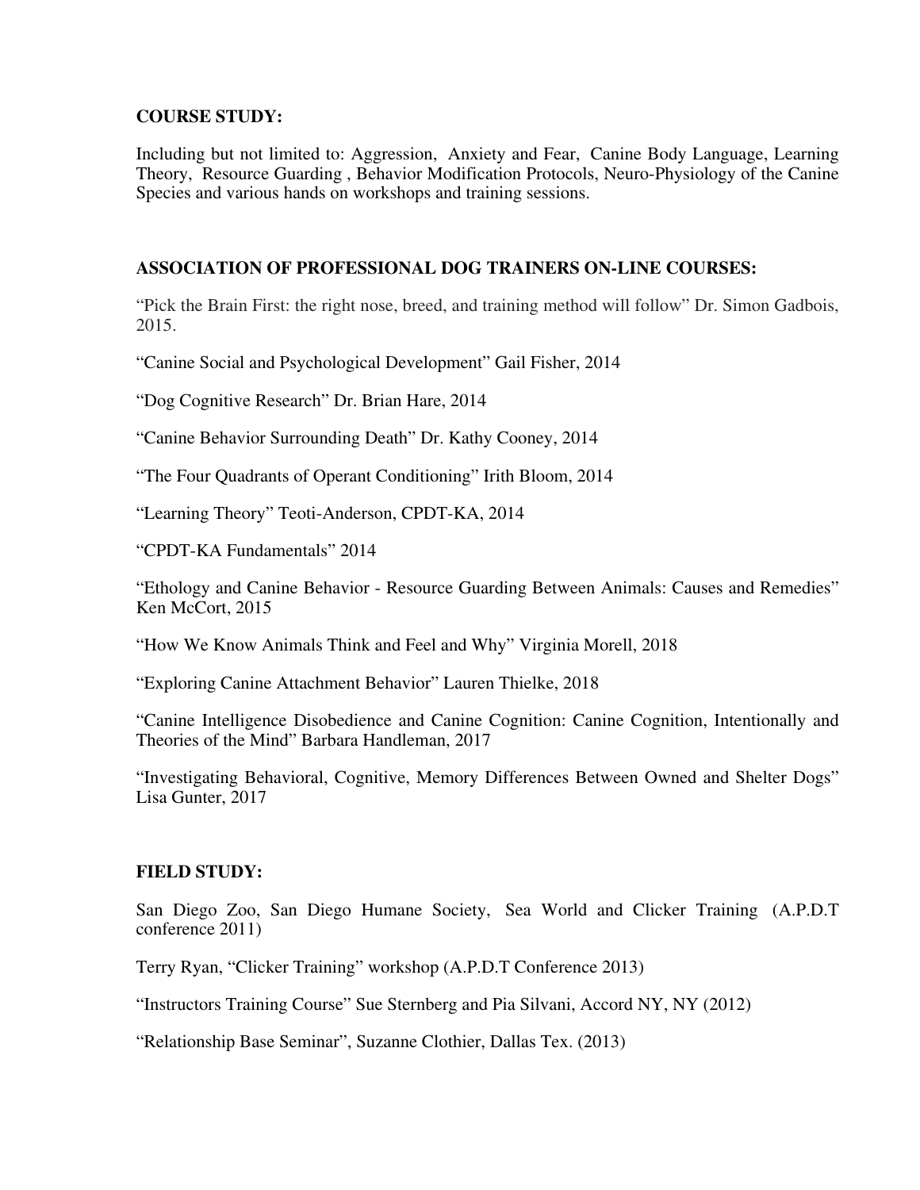**COURSE STUDY:**

Including but not limited to: Aggression, Anxiety and Fear, Canine Body Language, Learning Theory, Resource Guarding , Behavior Modification Protocols, Neuro-Physiology of the Canine Species and various hands on workshops and training sessions.

**ASSOCIATION OF PROFESSIONAL DOG TRAINERS ON-LINE COURSES:**

"Pick the Brain First: the right nose, breed, and training method will follow" Dr. Simon Gadbois, 2015.

"Canine Social and Psychological Development" Gail Fisher, 2014

"Dog Cognitive Research" Dr. Brian Hare, 2014

"Canine Behavior Surrounding Death" Dr. Kathy Cooney, 2014

"The Four Quadrants of Operant Conditioning" Irith Bloom, 2014

"Learning Theory" Teoti-Anderson, CPDT-KA, 2014

"CPDT-KA Fundamentals" 2014

"Ethology and Canine Behavior - Resource Guarding Between Animals: Causes and Remedies" Ken McCort, 2015

"How We Know Animals Think and Feel and Why" Virginia Morell, 2018

"Exploring Canine Attachment Behavior" Lauren Thielke, 2018

"Canine Intelligence Disobedience and Canine Cognition: Canine Cognition, Intentionally and Theories of the Mind" Barbara Handleman, 2017

"Investigating Behavioral, Cognitive, Memory Differences Between Owned and Shelter Dogs" Lisa Gunter, 2017

**FIELD STUDY:**

San Diego Zoo, San Diego Humane Society, Sea World and Clicker Training (A.P.D.T conference 2011)

Terry Ryan, "Clicker Training" workshop (A.P.D.T Conference 2013)

"Instructors Training Course" Sue Sternberg and Pia Silvani, Accord NY, NY (2012)

"Relationship Base Seminar", Suzanne Clothier, Dallas Tex. (2013)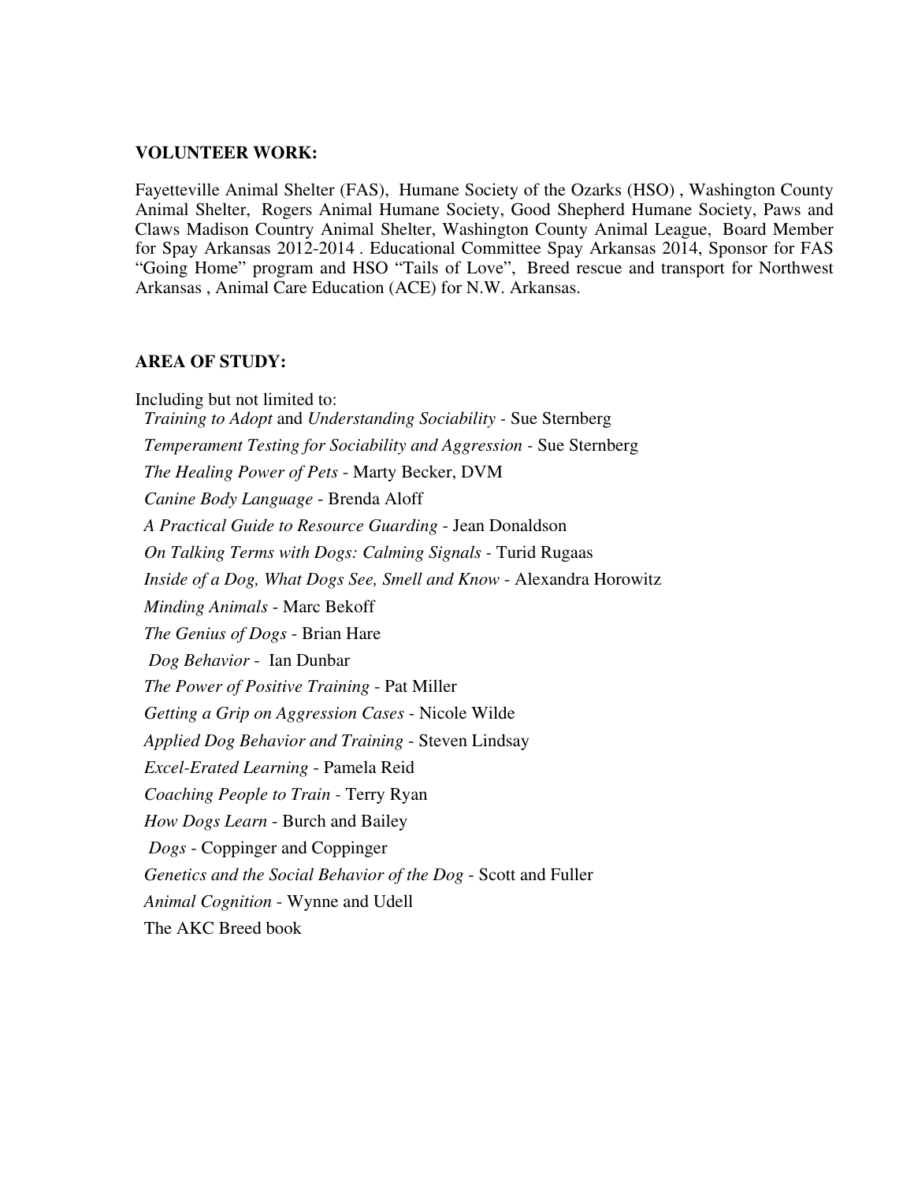**VOLUNTEER WORK:**

Fayetteville Animal Shelter (FAS), Humane Society of the Ozarks (HSO) , Washington County Animal Shelter, Rogers Animal Humane Society, Good Shepherd Humane Society, Paws and Claws Madison Country Animal Shelter, Washington County Animal League, Board Member for Spay Arkansas 2012-2014 . Educational Committee Spay Arkansas 2014, Sponsor for FAS "Going Home" program and HSO "Tails of Love", Breed rescue and transport for Northwest Arkansas , Animal Care Education (ACE) for N.W. Arkansas.

**AREA OF STUDY:**

Including but not limited to:

*Training to Adopt* and *Understanding Sociability* - Sue Sternberg  
*Temperament Testing for Sociability and Aggression* - Sue Sternberg  
*The Healing Power of Pets* - Marty Becker, DVM  
*Canine Body Language* - Brenda Aloff  
*A Practical Guide to Resource Guarding* - Jean Donaldson  
*On Talking Terms with Dogs: Calming Signals* - Turid Rugaas  
*Inside of a Dog, What Dogs See, Smell and Know* - Alexandra Horowitz  
*Minding Animals* - Marc Bekoff  
*The Genius of Dogs* - Brian Hare  
*Dog Behavior* - Ian Dunbar  
*The Power of Positive Training* - Pat Miller  
*Getting a Grip on Aggression Cases* - Nicole Wilde  
*Applied Dog Behavior and Training* - Steven Lindsay  
*Excel-Erated Learning* - Pamela Reid  
*Coaching People to Train* - Terry Ryan  
*How Dogs Learn* - Burch and Bailey  
*Dogs* - Coppinger and Coppinger  
*Genetics and the Social Behavior of the Dog* - Scott and Fuller  
*Animal Cognition* - Wynne and Udell  
The AKC Breed book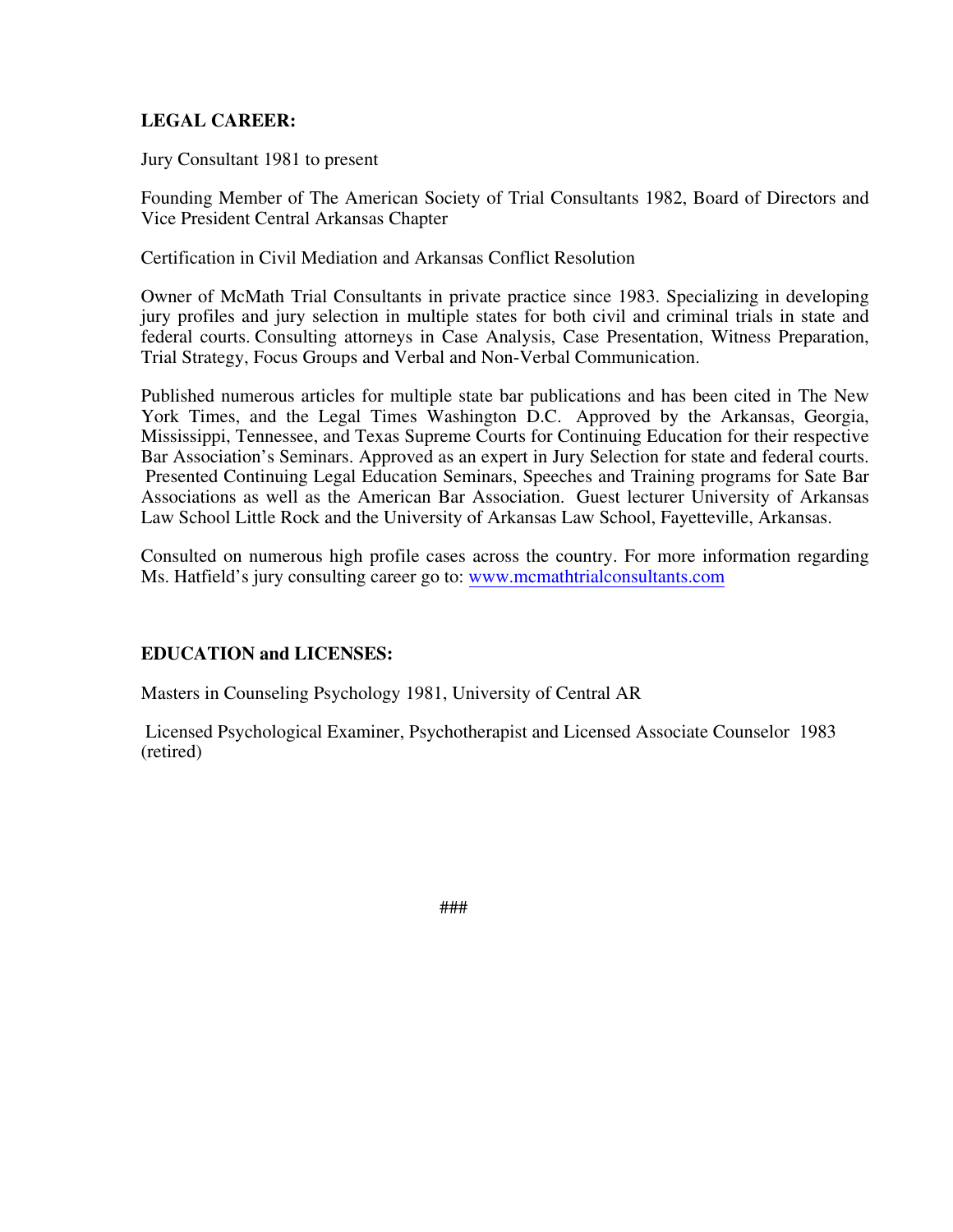**LEGAL CAREER:**

Jury Consultant 1981 to present

Founding Member of The American Society of Trial Consultants 1982, Board of Directors and Vice President Central Arkansas Chapter

Certification in Civil Mediation and Arkansas Conflict Resolution

Owner of McMath Trial Consultants in private practice since 1983. Specializing in developing jury profiles and jury selection in multiple states for both civil and criminal trials in state and federal courts. Consulting attorneys in Case Analysis, Case Presentation, Witness Preparation, Trial Strategy, Focus Groups and Verbal and Non-Verbal Communication.

Published numerous articles for multiple state bar publications and has been cited in The New York Times, and the Legal Times Washington D.C. Approved by the Arkansas, Georgia, Mississippi, Tennessee, and Texas Supreme Courts for Continuing Education for their respective Bar Association's Seminars. Approved as an expert in Jury Selection for state and federal courts. Presented Continuing Legal Education Seminars, Speeches and Training programs for Sate Bar Associations as well as the American Bar Association. Guest lecturer University of Arkansas Law School Little Rock and the University of Arkansas Law School, Fayetteville, Arkansas.

Consulted on numerous high profile cases across the country. For more information regarding Ms. Hatfield's jury consulting career go to: [www.mcmathtrialconsultants.com](http://www.mcmathtrialconsultants.com)

**EDUCATION and LICENSES:**

Masters in Counseling Psychology 1981, University of Central AR

Licensed Psychological Examiner, Psychotherapist and Licensed Associate Counselor 1983 (retired)

###